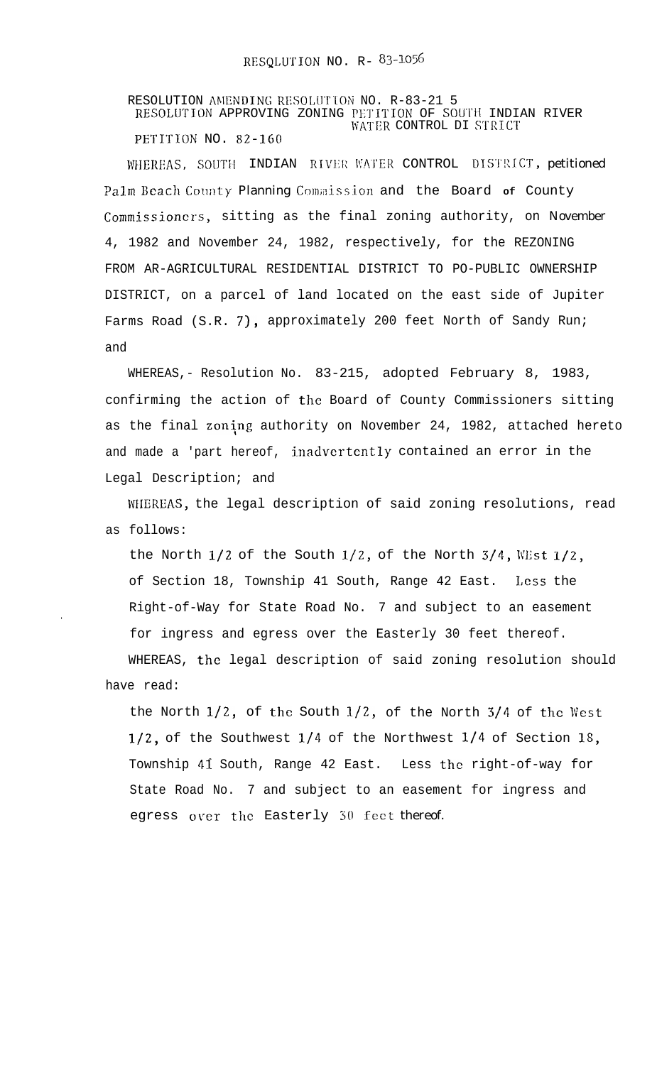RESOLUTION NO. R- 83-1056

RESOLUTION AMENDING RESOLUTION NO. R-83-21 5
RESOLUTION APPROVING ZONING PETITION OF SOUTH INDIAN RIVER WATER CONTROL DISTRICT
PETITION NO. 82-160

WHEREAS, SOUTH INDIAN RIVER WATER CONTROL DISTRICT, petitioned Palm Beach County Planning Commission and the Board of County Commissioners, sitting as the final zoning authority, on November 4, 1982 and November 24, 1982, respectively, for the REZONING FROM AR-AGRICULTURAL RESIDENTIAL DISTRICT TO PO-PUBLIC OWNERSHIP DISTRICT, on a parcel of land located on the east side of Jupiter Farms Road (S.R. 7), approximately 200 feet North of Sandy Run; and

WHEREAS,- Resolution No. 83-215, adopted February 8, 1983, confirming the action of the Board of County Commissioners sitting as the final zoning authority on November 24, 1982, attached hereto and made a 'part hereof, inadvertently contained an error in the Legal Description; and

WHEREAS, the legal description of said zoning resolutions, read as follows:

the North 1/2 of the South 1/2, of the North 3/4, WEst 1/2, of Section 18, Township 41 South, Range 42 East. Less the Right-of-Way for State Road No. 7 and subject to an easement for ingress and egress over the Easterly 30 feet thereof.

WHEREAS, the legal description of said zoning resolution should have read:

the North 1/2, of the South 1/2, of the North 3/4 of the West 1/2, of the Southwest 1/4 of the Northwest 1/4 of Section 18, Township 41 South, Range 42 East. Less the right-of-way for State Road No. 7 and subject to an easement for ingress and egress over the Easterly 30 feet thereof.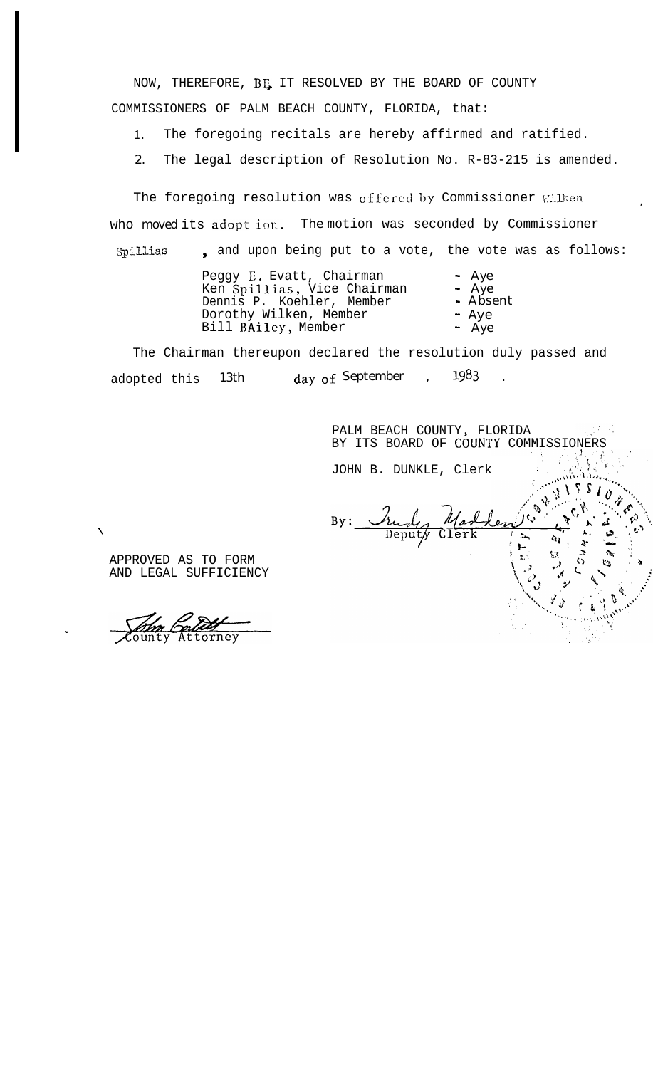NOW, THEREFORE, BE IT RESOLVED BY THE BOARD OF COUNTY COMMISSIONERS OF PALM BEACH COUNTY, FLORIDA, that:

1. The foregoing recitals are hereby affirmed and ratified.
2. The legal description of Resolution No. R-83-215 is amended.

The foregoing resolution was offered by Commissioner Wilken who moved its adoption. The motion was seconded by Commissioner Spillias, and upon being put to a vote, the vote was as follows:

| | |
|---|---|
| Peggy E. Evatt, Chairman | - Aye |
| Ken Spillias, Vice Chairman | - Aye |
| Dennis P. Koehler, Member | - Absent |
| Dorothy Wilken, Member | - Aye |
| Bill BAiley, Member | - Aye |

The Chairman thereupon declared the resolution duly passed and adopted this 13th day of September, 1983.

PALM BEACH COUNTY, FLORIDA
BY ITS BOARD OF COUNTY COMMISSIONERS

JOHN B. DUNKLE, Clerk

By: Judy Madden
Deputy Clerk

APPROVED AS TO FORM
AND LEGAL SUFFICIENCY

John Corbett
County Attorney